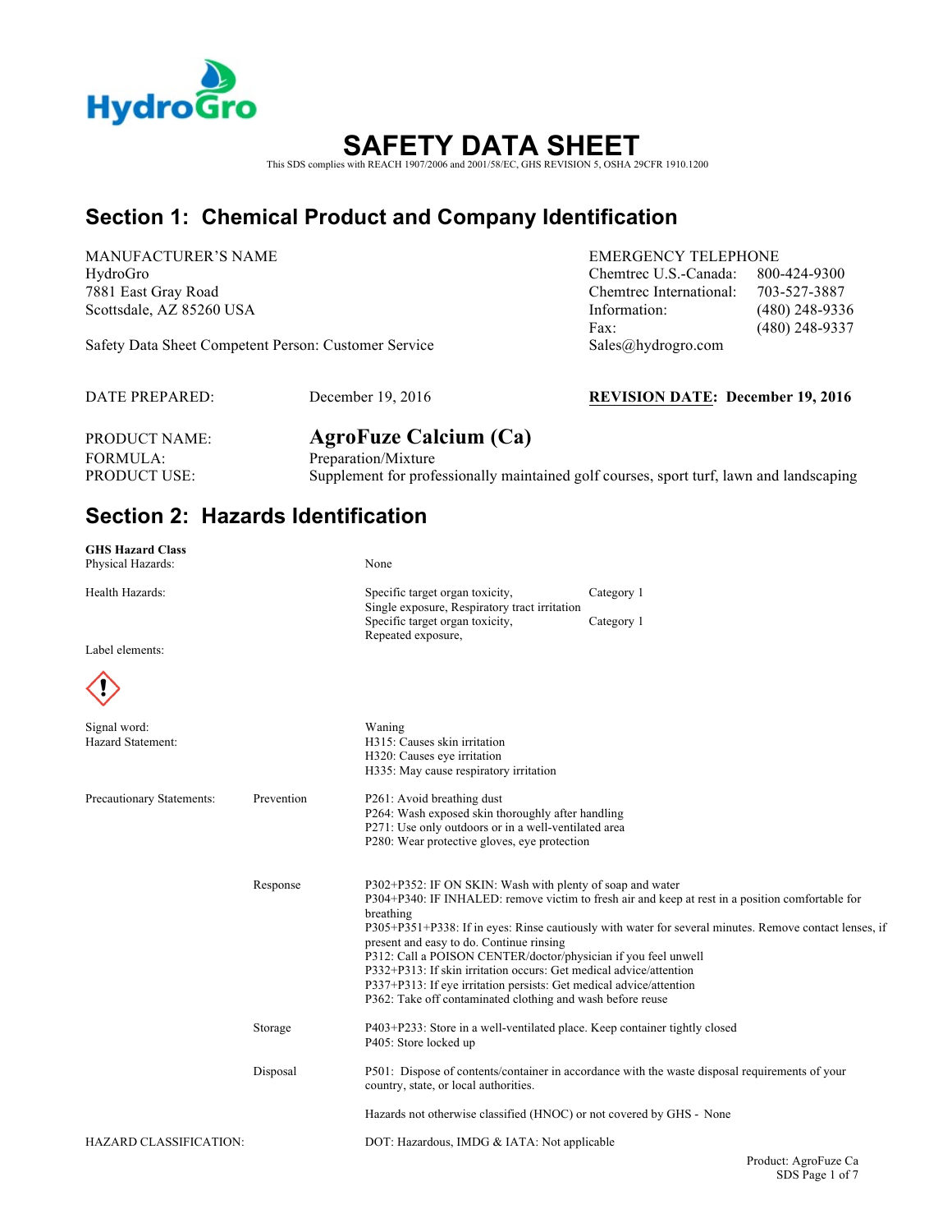HydroGro

# SAFETY DATA SHEET

This SDS complies with REACH 1907/2006 and 2001/58/EC, GHS REVISION 5, OSHA 29CFR 1910.1200

## Section 1: Chemical Product and Company Identification

MANUFACTURER'S NAME
HydroGro
7881 East Gray Road
Scottsdale, AZ 85260 USA

Safety Data Sheet Competent Person: Customer Service

EMERGENCY TELEPHONE

| | |
|---|---|
| Chemtrec U.S.-Canada: | 800-424-9300 |
| Chemtrec International: | 703-527-3887 |
| Information: | (480) 248-9336 |
| Fax: | (480) 248-9337 |

Sales@hydrogro.com

DATE PREPARED: December 19, 2016

**REVISION DATE: December 19, 2016**

PRODUCT NAME: **AgroFuze Calcium (Ca)**
FORMULA: Preparation/Mixture
PRODUCT USE: Supplement for professionally maintained golf courses, sport turf, lawn and landscaping

## Section 2: Hazards Identification

**GHS Hazard Class**

Physical Hazards: None

Health Hazards:

| | |
|---|---|
| Specific target organ toxicity, Single exposure, Respiratory tract irritation | Category 1 |
| Specific target organ toxicity, Repeated exposure, | Category 1 |

Label elements:

Signal word: Waning

Hazard Statement:
H315: Causes skin irritation
H320: Causes eye irritation
H335: May cause respiratory irritation

Precautionary Statements:

Prevention
P261: Avoid breathing dust
P264: Wash exposed skin thoroughly after handling
P271: Use only outdoors or in a well-ventilated area
P280: Wear protective gloves, eye protection

Response
P302+P352: IF ON SKIN: Wash with plenty of soap and water
P304+P340: IF INHALED: remove victim to fresh air and keep at rest in a position comfortable for breathing
P305+P351+P338: If in eyes: Rinse cautiously with water for several minutes. Remove contact lenses, if present and easy to do. Continue rinsing
P312: Call a POISON CENTER/doctor/physician if you feel unwell
P332+P313: If skin irritation occurs: Get medical advice/attention
P337+P313: If eye irritation persists: Get medical advice/attention
P362: Take off contaminated clothing and wash before reuse

Storage
P403+P233: Store in a well-ventilated place. Keep container tightly closed
P405: Store locked up

Disposal
P501: Dispose of contents/container in accordance with the waste disposal requirements of your country, state, or local authorities.

Hazards not otherwise classified (HNOC) or not covered by GHS - None

HAZARD CLASSIFICATION: DOT: Hazardous, IMDG & IATA: Not applicable

Product: AgroFuze Ca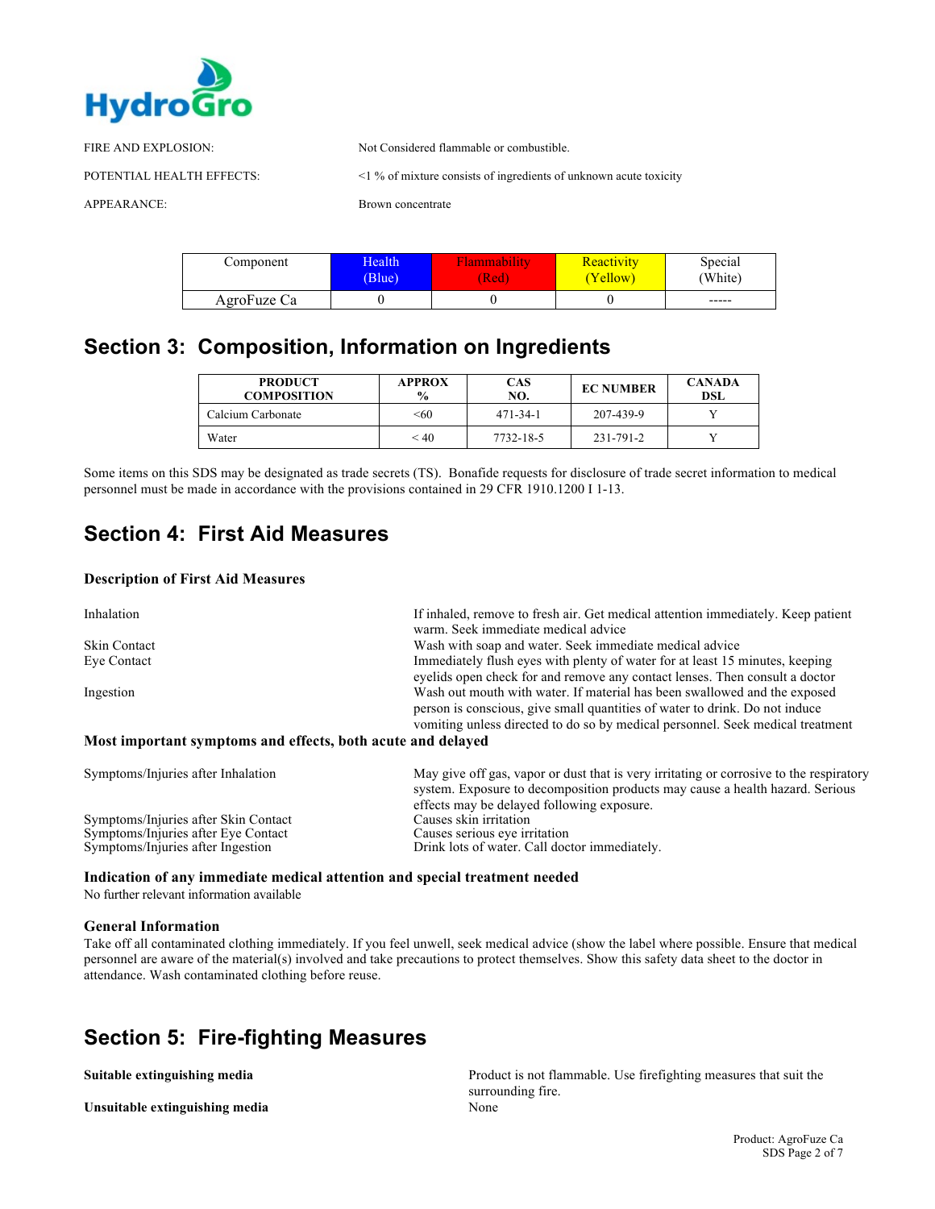HydroGro

| | |
|---|---|
| FIRE AND EXPLOSION: | Not Considered flammable or combustible. |
| POTENTIAL HEALTH EFFECTS: | <1 % of mixture consists of ingredients of unknown acute toxicity |
| APPEARANCE: | Brown concentrate |

| Component | Health (Blue) | Flammability (Red) | Reactivity (Yellow) | Special (White) |
|---|---|---|---|---|
| AgroFuze Ca | 0 | 0 | 0 | ----- |

## Section 3: Composition, Information on Ingredients

| PRODUCT COMPOSITION | APPROX % | CAS NO. | EC NUMBER | CANADA DSL |
|---|---|---|---|---|
| Calcium Carbonate | <60 | 471-34-1 | 207-439-9 | Y |
| Water | < 40 | 7732-18-5 | 231-791-2 | Y |

Some items on this SDS may be designated as trade secrets (TS). Bonafide requests for disclosure of trade secret information to medical personnel must be made in accordance with the provisions contained in 29 CFR 1910.1200 I 1-13.

## Section 4: First Aid Measures

### Description of First Aid Measures

| | |
|---|---|
| Inhalation | If inhaled, remove to fresh air. Get medical attention immediately. Keep patient warm. Seek immediate medical advice |
| Skin Contact | Wash with soap and water. Seek immediate medical advice |
| Eye Contact | Immediately flush eyes with plenty of water for at least 15 minutes, keeping eyelids open check for and remove any contact lenses. Then consult a doctor |
| Ingestion | Wash out mouth with water. If material has been swallowed and the exposed person is conscious, give small quantities of water to drink. Do not induce vomiting unless directed to do so by medical personnel. Seek medical treatment |

### Most important symptoms and effects, both acute and delayed

| | |
|---|---|
| Symptoms/Injuries after Inhalation | May give off gas, vapor or dust that is very irritating or corrosive to the respiratory system. Exposure to decomposition products may cause a health hazard. Serious effects may be delayed following exposure. |
| Symptoms/Injuries after Skin Contact | Causes skin irritation |
| Symptoms/Injuries after Eye Contact | Causes serious eye irritation |
| Symptoms/Injuries after Ingestion | Drink lots of water. Call doctor immediately. |

### Indication of any immediate medical attention and special treatment needed

No further relevant information available

### General Information

Take off all contaminated clothing immediately. If you feel unwell, seek medical advice (show the label where possible. Ensure that medical personnel are aware of the material(s) involved and take precautions to protect themselves. Show this safety data sheet to the doctor in attendance. Wash contaminated clothing before reuse.

## Section 5: Fire-fighting Measures

| | |
|---|---|
| **Suitable extinguishing media** | Product is not flammable. Use firefighting measures that suit the surrounding fire. |
| **Unsuitable extinguishing media** | None |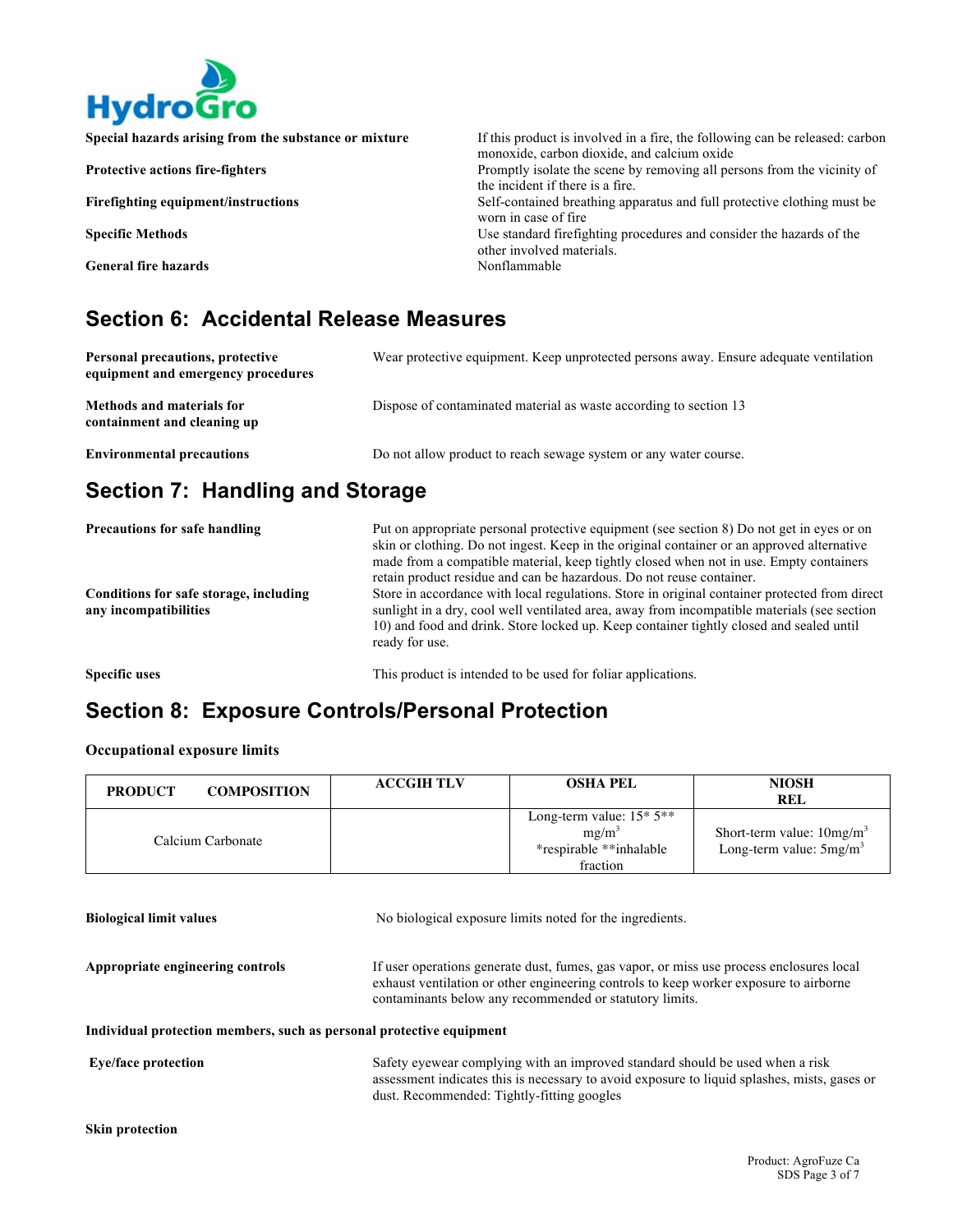| | |
|---|---|
| **Special hazards arising from the substance or mixture** | If this product is involved in a fire, the following can be released: carbon monoxide, carbon dioxide, and calcium oxide |
| **Protective actions fire-fighters** | Promptly isolate the scene by removing all persons from the vicinity of the incident if there is a fire. |
| **Firefighting equipment/instructions** | Self-contained breathing apparatus and full protective clothing must be worn in case of fire |
| **Specific Methods** | Use standard firefighting procedures and consider the hazards of the other involved materials. |
| **General fire hazards** | Nonflammable |

## Section 6: Accidental Release Measures

| | |
|---|---|
| **Personal precautions, protective equipment and emergency procedures** | Wear protective equipment. Keep unprotected persons away. Ensure adequate ventilation |
| **Methods and materials for containment and cleaning up** | Dispose of contaminated material as waste according to section 13 |
| **Environmental precautions** | Do not allow product to reach sewage system or any water course. |

## Section 7: Handling and Storage

| | |
|---|---|
| **Precautions for safe handling** | Put on appropriate personal protective equipment (see section 8) Do not get in eyes or on skin or clothing. Do not ingest. Keep in the original container or an approved alternative made from a compatible material, keep tightly closed when not in use. Empty containers retain product residue and can be hazardous. Do not reuse container. |
| **Conditions for safe storage, including any incompatibilities** | Store in accordance with local regulations. Store in original container protected from direct sunlight in a dry, cool well ventilated area, away from incompatible materials (see section 10) and food and drink. Store locked up. Keep container tightly closed and sealed until ready for use. |
| **Specific uses** | This product is intended to be used for foliar applications. |

## Section 8: Exposure Controls/Personal Protection

**Occupational exposure limits**

| PRODUCT COMPOSITION | ACCGIH TLV | OSHA PEL | NIOSH REL |
|---|---|---|---|
| Calcium Carbonate | | Long-term value: 15* 5** mg/m³ *respirable **inhalable fraction | Short-term value: 10mg/m³ Long-term value: 5mg/m³ |

| | |
|---|---|
| **Biological limit values** | No biological exposure limits noted for the ingredients. |
| **Appropriate engineering controls** | If user operations generate dust, fumes, gas vapor, or miss use process enclosures local exhaust ventilation or other engineering controls to keep worker exposure to airborne contaminants below any recommended or statutory limits. |

**Individual protection members, such as personal protective equipment**

| | |
|---|---|
| **Eye/face protection** | Safety eyewear complying with an improved standard should be used when a risk assessment indicates this is necessary to avoid exposure to liquid splashes, mists, gases or dust. Recommended: Tightly-fitting googles |

**Skin protection**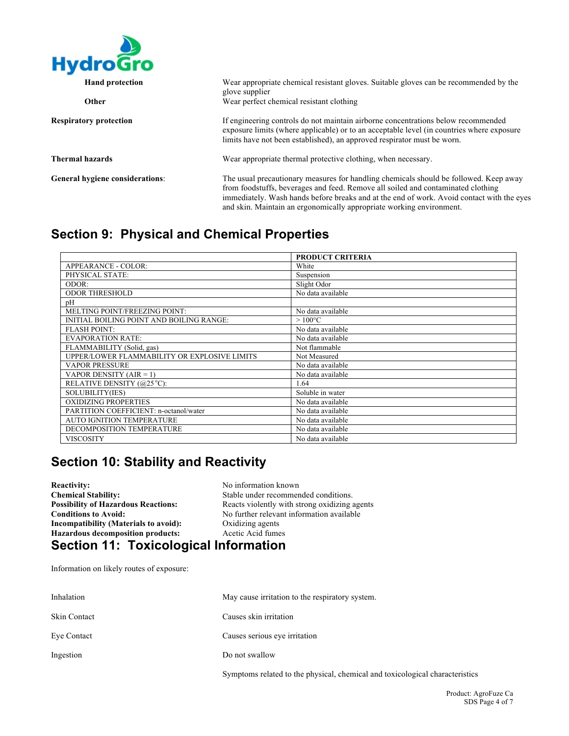| | |
|---|---|
| **Hand protection** | Wear appropriate chemical resistant gloves. Suitable gloves can be recommended by the glove supplier |
| **Other** | Wear perfect chemical resistant clothing |
| **Respiratory protection** | If engineering controls do not maintain airborne concentrations below recommended exposure limits (where applicable) or to an acceptable level (in countries where exposure limits have not been established), an approved respirator must be worn. |
| **Thermal hazards** | Wear appropriate thermal protective clothing, when necessary. |
| **General hygiene considerations**: | The usual precautionary measures for handling chemicals should be followed. Keep away from foodstuffs, beverages and feed. Remove all soiled and contaminated clothing immediately. Wash hands before breaks and at the end of work. Avoid contact with the eyes and skin. Maintain an ergonomically appropriate working environment. |

## Section 9: Physical and Chemical Properties

| | PRODUCT CRITERIA |
|---|---|
| APPEARANCE - COLOR: | White |
| PHYSICAL STATE: | Suspension |
| ODOR: | Slight Odor |
| ODOR THRESHOLD | No data available |
| pH | |
| MELTING POINT/FREEZING POINT: | No data available |
| INITIAL BOILING POINT AND BOILING RANGE: | > 100°C |
| FLASH POINT: | No data available |
| EVAPORATION RATE: | No data available |
| FLAMMABILITY (Solid, gas) | Not flammable |
| UPPER/LOWER FLAMMABILITY OR EXPLOSIVE LIMITS | Not Measured |
| VAPOR PRESSURE | No data available |
| VAPOR DENSITY (AIR = 1) | No data available |
| RELATIVE DENSITY (@25 °C): | 1.64 |
| SOLUBILITY(IES) | Soluble in water |
| OXIDIZING PROPERTIES | No data available |
| PARTITION COEFFICIENT: n-octanol/water | No data available |
| AUTO IGNITION TEMPERATURE | No data available |
| DECOMPOSITION TEMPERATURE | No data available |
| VISCOSITY | No data available |

## Section 10: Stability and Reactivity

| | |
|---|---|
| **Reactivity:** | No information known |
| **Chemical Stability:** | Stable under recommended conditions. |
| **Possibility of Hazardous Reactions:** | Reacts violently with strong oxidizing agents |
| **Conditions to Avoid:** | No further relevant information available |
| **Incompatibility (Materials to avoid):** | Oxidizing agents |
| **Hazardous decomposition products:** | Acetic Acid fumes |

## Section 11: Toxicological Information

Information on likely routes of exposure:

| | |
|---|---|
| Inhalation | May cause irritation to the respiratory system. |
| Skin Contact | Causes skin irritation |
| Eye Contact | Causes serious eye irritation |
| Ingestion | Do not swallow |
| | Symptoms related to the physical, chemical and toxicological characteristics |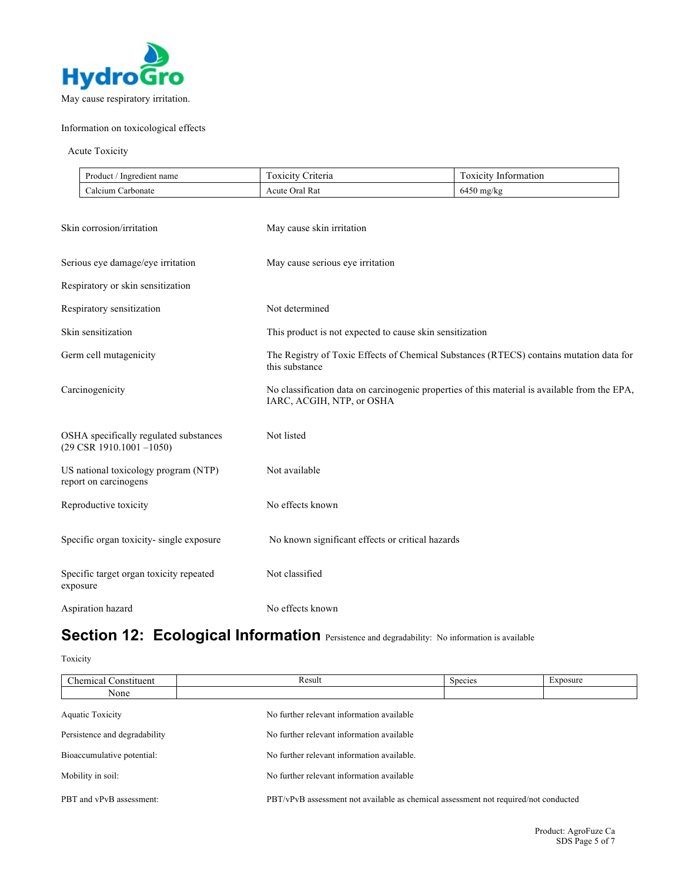May cause respiratory irritation.

Information on toxicological effects

Acute Toxicity

| Product / Ingredient name | Toxicity Criteria | Toxicity Information |
|---|---|---|
| Calcium Carbonate | Acute Oral Rat | 6450 mg/kg |

Skin corrosion/irritation — May cause skin irritation

Serious eye damage/eye irritation — May cause serious eye irritation

Respiratory or skin sensitization

Respiratory sensitization — Not determined

Skin sensitization — This product is not expected to cause skin sensitization

Germ cell mutagenicity — The Registry of Toxic Effects of Chemical Substances (RTECS) contains mutation data for this substance

Carcinogenicity — No classification data on carcinogenic properties of this material is available from the EPA, IARC, ACGIH, NTP, or OSHA

OSHA specifically regulated substances (29 CSR 1910.1001 –1050) — Not listed

US national toxicology program (NTP) report on carcinogens — Not available

Reproductive toxicity — No effects known

Specific organ toxicity- single exposure — No known significant effects or critical hazards

Specific target organ toxicity repeated exposure — Not classified

Aspiration hazard — No effects known

## Section 12: Ecological Information

Persistence and degradability: No information is available

Toxicity

| Chemical Constituent | Result | Species | Exposure |
|---|---|---|---|
| None | | | |

Aquatic Toxicity — No further relevant information available

Persistence and degradability — No further relevant information available

Bioaccumulative potential: — No further relevant information available.

Mobility in soil: — No further relevant information available

PBT and vPvB assessment: — PBT/vPvB assessment not available as chemical assessment not required/not conducted

Product: AgroFuze Ca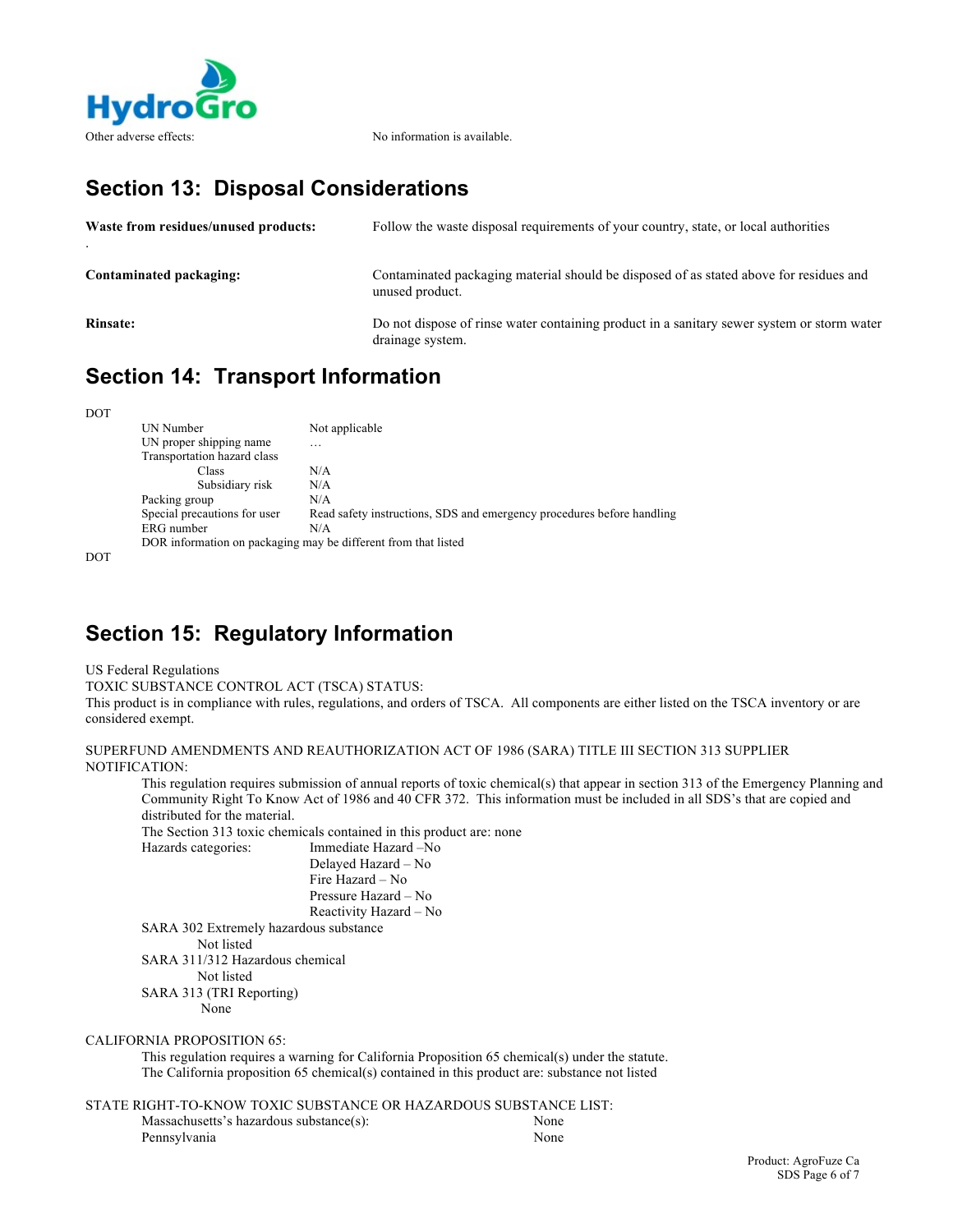| | |
|---|---|
| Other adverse effects: | No information is available. |

## Section 13: Disposal Considerations

| | |
|---|---|
| **Waste from residues/unused products:** | Follow the waste disposal requirements of your country, state, or local authorities |
| **Contaminated packaging:** | Contaminated packaging material should be disposed of as stated above for residues and unused product. |
| **Rinsate:** | Do not dispose of rinse water containing product in a sanitary sewer system or storm water drainage system. |

## Section 14: Transport Information

DOT

| | |
|---|---|
| UN Number | Not applicable |
| UN proper shipping name | … |
| Transportation hazard class | |
| Class | N/A |
| Subsidiary risk | N/A |
| Packing group | N/A |
| Special precautions for user | Read safety instructions, SDS and emergency procedures before handling |
| ERG number | N/A |

DOR information on packaging may be different from that listed

DOT

## Section 15: Regulatory Information

US Federal Regulations

TOXIC SUBSTANCE CONTROL ACT (TSCA) STATUS:

This product is in compliance with rules, regulations, and orders of TSCA. All components are either listed on the TSCA inventory or are considered exempt.

SUPERFUND AMENDMENTS AND REAUTHORIZATION ACT OF 1986 (SARA) TITLE III SECTION 313 SUPPLIER NOTIFICATION:

This regulation requires submission of annual reports of toxic chemical(s) that appear in section 313 of the Emergency Planning and Community Right To Know Act of 1986 and 40 CFR 372. This information must be included in all SDS's that are copied and distributed for the material.

The Section 313 toxic chemicals contained in this product are: none

Hazards categories:
- Immediate Hazard –No
- Delayed Hazard – No
- Fire Hazard – No
- Pressure Hazard – No
- Reactivity Hazard – No

SARA 302 Extremely hazardous substance
  Not listed

SARA 311/312 Hazardous chemical
  Not listed

SARA 313 (TRI Reporting)
  None

CALIFORNIA PROPOSITION 65:

This regulation requires a warning for California Proposition 65 chemical(s) under the statute.

The California proposition 65 chemical(s) contained in this product are: substance not listed

STATE RIGHT-TO-KNOW TOXIC SUBSTANCE OR HAZARDOUS SUBSTANCE LIST:

| | |
|---|---|
| Massachusetts's hazardous substance(s): | None |
| Pennsylvania | None |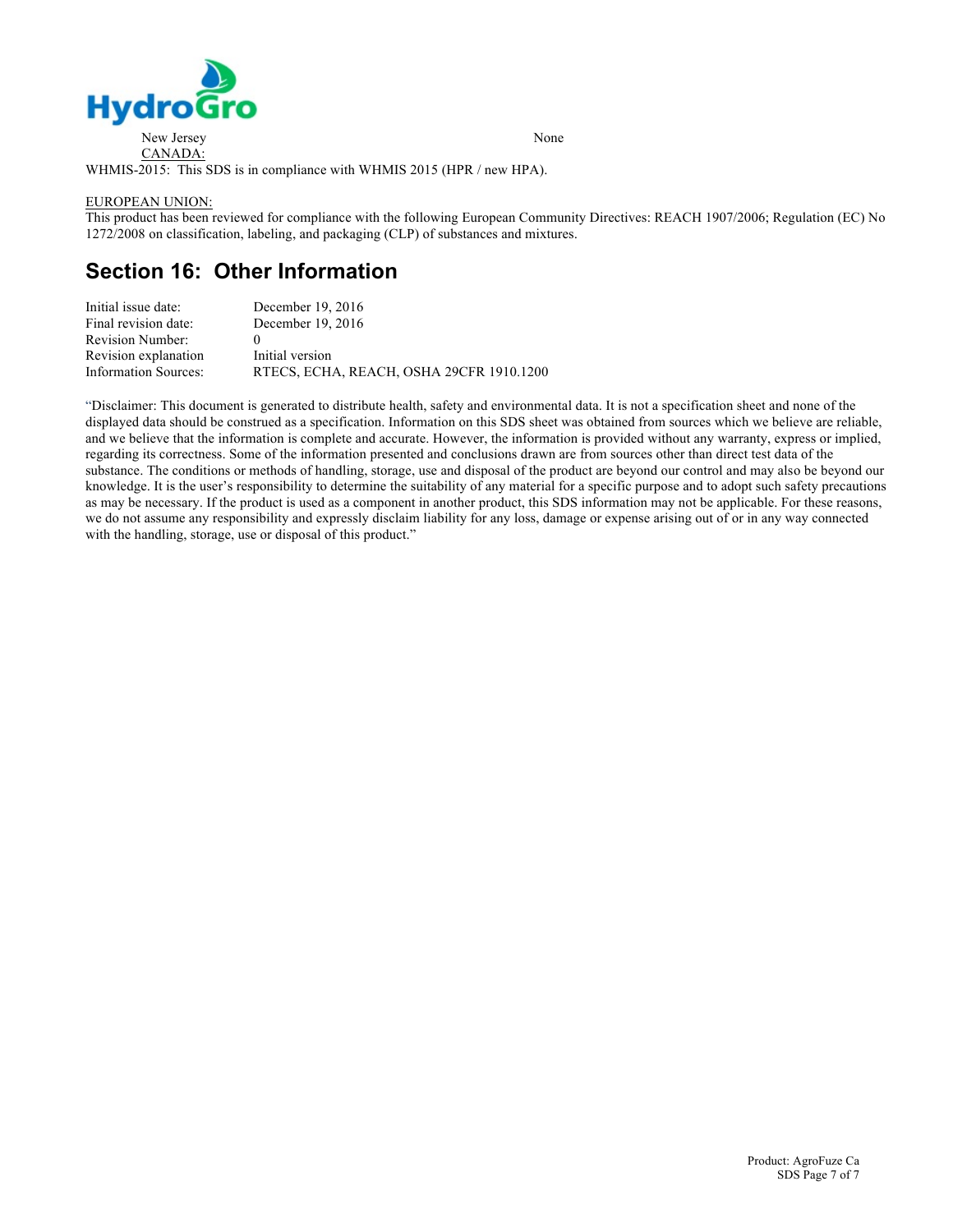| | |
|---|---|
| New Jersey | None |

CANADA:

WHMIS-2015: This SDS is in compliance with WHMIS 2015 (HPR / new HPA).

EUROPEAN UNION:

This product has been reviewed for compliance with the following European Community Directives: REACH 1907/2006; Regulation (EC) No 1272/2008 on classification, labeling, and packaging (CLP) of substances and mixtures.

## Section 16: Other Information

| | |
|---|---|
| Initial issue date: | December 19, 2016 |
| Final revision date: | December 19, 2016 |
| Revision Number: | 0 |
| Revision explanation | Initial version |
| Information Sources: | RTECS, ECHA, REACH, OSHA 29CFR 1910.1200 |

"Disclaimer: This document is generated to distribute health, safety and environmental data. It is not a specification sheet and none of the displayed data should be construed as a specification. Information on this SDS sheet was obtained from sources which we believe are reliable, and we believe that the information is complete and accurate. However, the information is provided without any warranty, express or implied, regarding its correctness. Some of the information presented and conclusions drawn are from sources other than direct test data of the substance. The conditions or methods of handling, storage, use and disposal of the product are beyond our control and may also be beyond our knowledge. It is the user's responsibility to determine the suitability of any material for a specific purpose and to adopt such safety precautions as may be necessary. If the product is used as a component in another product, this SDS information may not be applicable. For these reasons, we do not assume any responsibility and expressly disclaim liability for any loss, damage or expense arising out of or in any way connected with the handling, storage, use or disposal of this product."